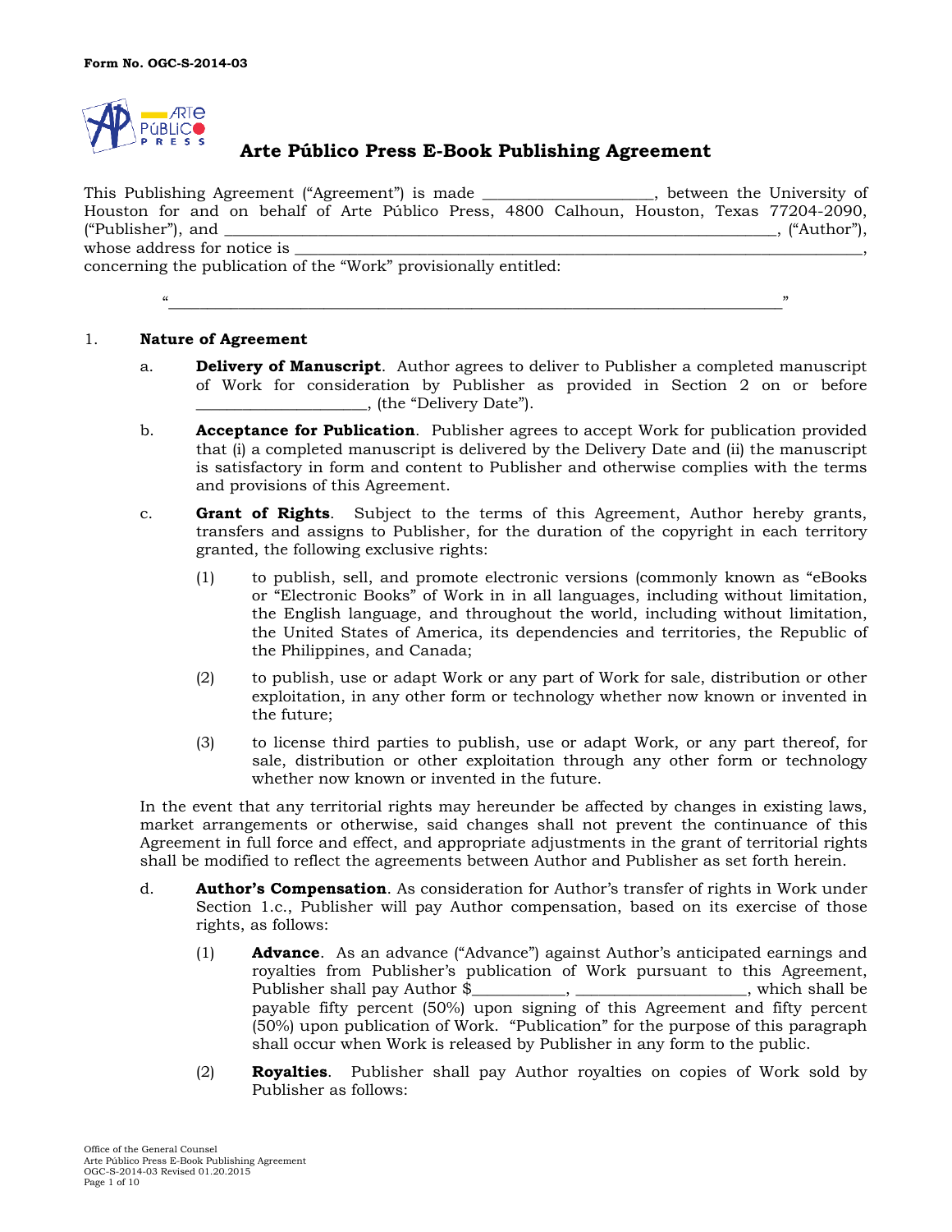**Form No. OGC-S-2014-03**

# Arte Público Press E-Book Publishing Agreement

This Publishing Agreement ("Agreement") is made ____________________, between the University of Houston for and on behalf of Arte Público Press, 4800 Calhoun, Houston, Texas 77204-2090, ("Publisher"), and ______________________________________________________________, ("Author"), whose address for notice is ______________________________________________________________________, concerning the publication of the "Work" provisionally entitled:

"________________________________________________________________________"

1. **Nature of Agreement**

   a. **Delivery of Manuscript**. Author agrees to deliver to Publisher a completed manuscript of Work for consideration by Publisher as provided in Section 2 on or before ____________________, (the "Delivery Date").

   b. **Acceptance for Publication**. Publisher agrees to accept Work for publication provided that (i) a completed manuscript is delivered by the Delivery Date and (ii) the manuscript is satisfactory in form and content to Publisher and otherwise complies with the terms and provisions of this Agreement.

   c. **Grant of Rights**. Subject to the terms of this Agreement, Author hereby grants, transfers and assigns to Publisher, for the duration of the copyright in each territory granted, the following exclusive rights:

      (1) to publish, sell, and promote electronic versions (commonly known as "eBooks or "Electronic Books" of Work in in all languages, including without limitation, the English language, and throughout the world, including without limitation, the United States of America, its dependencies and territories, the Republic of the Philippines, and Canada;

      (2) to publish, use or adapt Work or any part of Work for sale, distribution or other exploitation, in any other form or technology whether now known or invented in the future;

      (3) to license third parties to publish, use or adapt Work, or any part thereof, for sale, distribution or other exploitation through any other form or technology whether now known or invented in the future.

   In the event that any territorial rights may hereunder be affected by changes in existing laws, market arrangements or otherwise, said changes shall not prevent the continuance of this Agreement in full force and effect, and appropriate adjustments in the grant of territorial rights shall be modified to reflect the agreements between Author and Publisher as set forth herein.

   d. **Author's Compensation**. As consideration for Author's transfer of rights in Work under Section 1.c., Publisher will pay Author compensation, based on its exercise of those rights, as follows:

      (1) **Advance**. As an advance ("Advance") against Author's anticipated earnings and royalties from Publisher's publication of Work pursuant to this Agreement, Publisher shall pay Author $___________, ____________________, which shall be payable fifty percent (50%) upon signing of this Agreement and fifty percent (50%) upon publication of Work. "Publication" for the purpose of this paragraph shall occur when Work is released by Publisher in any form to the public.

      (2) **Royalties**. Publisher shall pay Author royalties on copies of Work sold by Publisher as follows: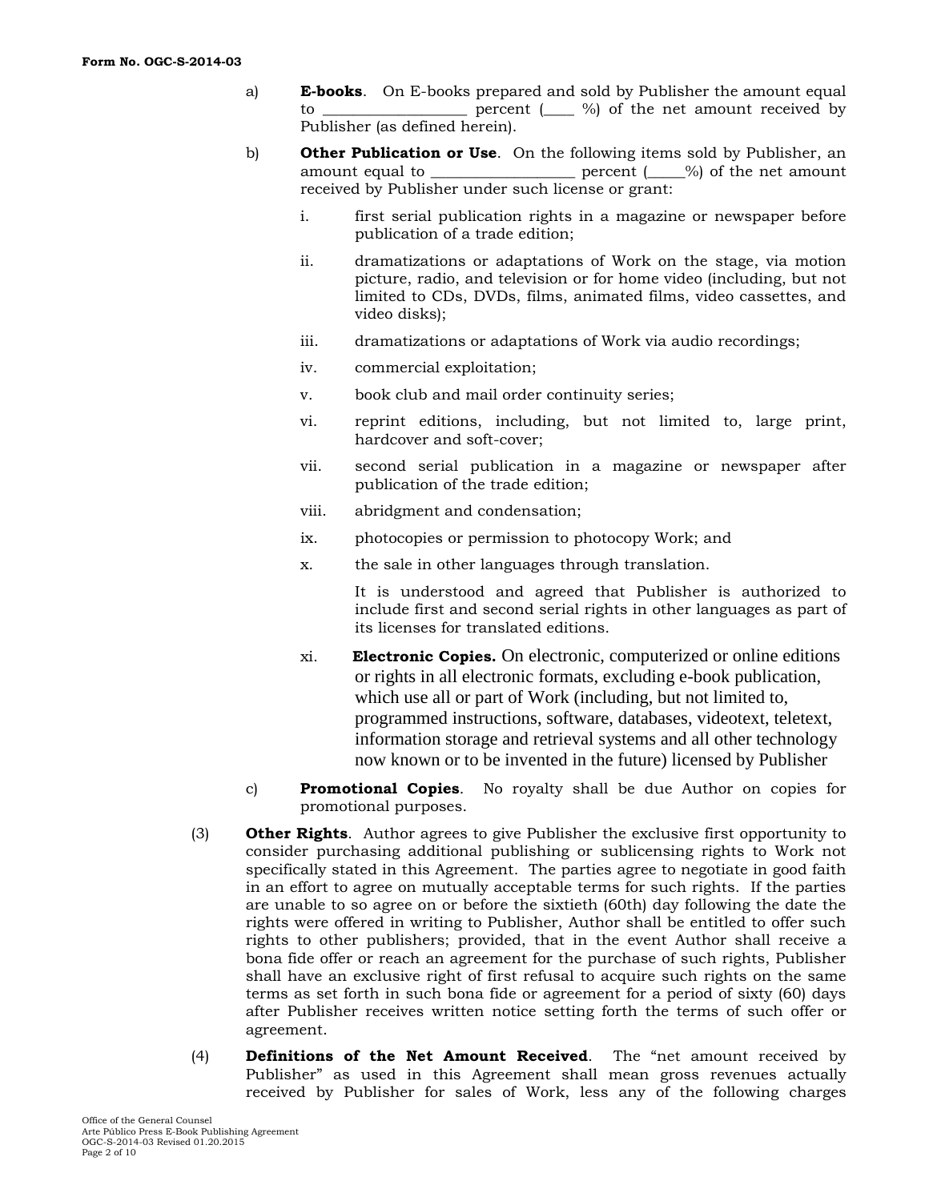a) **E-books**. On E-books prepared and sold by Publisher the amount equal to ___________________ percent (____ %) of the net amount received by Publisher (as defined herein).

b) **Other Publication or Use**. On the following items sold by Publisher, an amount equal to ___________________ percent (_____%) of the net amount received by Publisher under such license or grant:

   i. first serial publication rights in a magazine or newspaper before publication of a trade edition;

   ii. dramatizations or adaptations of Work on the stage, via motion picture, radio, and television or for home video (including, but not limited to CDs, DVDs, films, animated films, video cassettes, and video disks);

   iii. dramatizations or adaptations of Work via audio recordings;

   iv. commercial exploitation;

   v. book club and mail order continuity series;

   vi. reprint editions, including, but not limited to, large print, hardcover and soft-cover;

   vii. second serial publication in a magazine or newspaper after publication of the trade edition;

   viii. abridgment and condensation;

   ix. photocopies or permission to photocopy Work; and

   x. the sale in other languages through translation.

      It is understood and agreed that Publisher is authorized to include first and second serial rights in other languages as part of its licenses for translated editions.

   xi. **Electronic Copies.** On electronic, computerized or online editions or rights in all electronic formats, excluding e-book publication, which use all or part of Work (including, but not limited to, programmed instructions, software, databases, videotext, teletext, information storage and retrieval systems and all other technology now known or to be invented in the future) licensed by Publisher

c) **Promotional Copies**. No royalty shall be due Author on copies for promotional purposes.

(3) **Other Rights**. Author agrees to give Publisher the exclusive first opportunity to consider purchasing additional publishing or sublicensing rights to Work not specifically stated in this Agreement. The parties agree to negotiate in good faith in an effort to agree on mutually acceptable terms for such rights. If the parties are unable to so agree on or before the sixtieth (60th) day following the date the rights were offered in writing to Publisher, Author shall be entitled to offer such rights to other publishers; provided, that in the event Author shall receive a bona fide offer or reach an agreement for the purchase of such rights, Publisher shall have an exclusive right of first refusal to acquire such rights on the same terms as set forth in such bona fide or agreement for a period of sixty (60) days after Publisher receives written notice setting forth the terms of such offer or agreement.

(4) **Definitions of the Net Amount Received**. The "net amount received by Publisher" as used in this Agreement shall mean gross revenues actually received by Publisher for sales of Work, less any of the following charges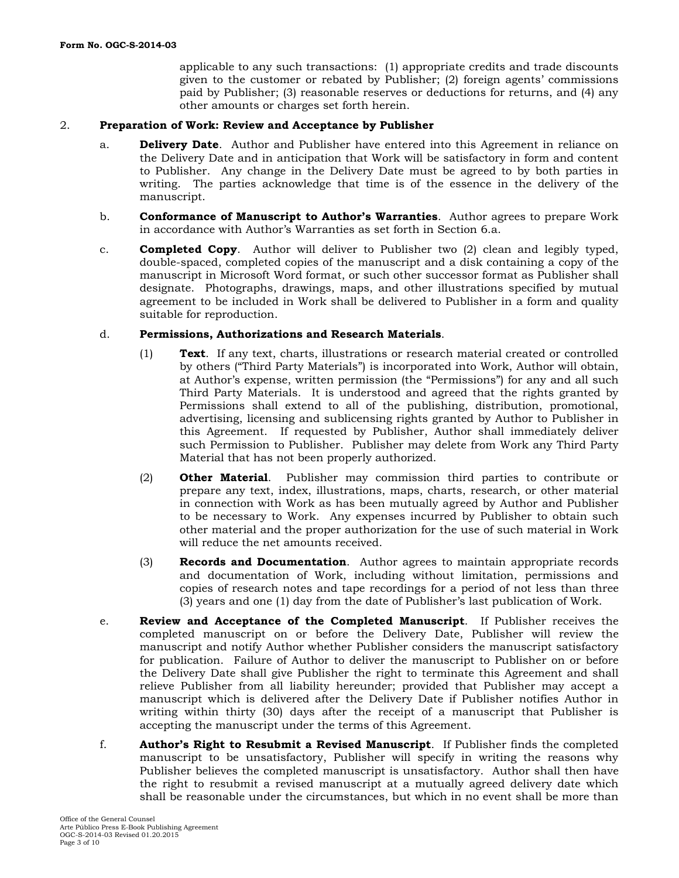applicable to any such transactions: (1) appropriate credits and trade discounts given to the customer or rebated by Publisher; (2) foreign agents' commissions paid by Publisher; (3) reasonable reserves or deductions for returns, and (4) any other amounts or charges set forth herein.

2. **Preparation of Work: Review and Acceptance by Publisher**

a. **Delivery Date**. Author and Publisher have entered into this Agreement in reliance on the Delivery Date and in anticipation that Work will be satisfactory in form and content to Publisher. Any change in the Delivery Date must be agreed to by both parties in writing. The parties acknowledge that time is of the essence in the delivery of the manuscript.

b. **Conformance of Manuscript to Author's Warranties**. Author agrees to prepare Work in accordance with Author's Warranties as set forth in Section 6.a.

c. **Completed Copy**. Author will deliver to Publisher two (2) clean and legibly typed, double-spaced, completed copies of the manuscript and a disk containing a copy of the manuscript in Microsoft Word format, or such other successor format as Publisher shall designate. Photographs, drawings, maps, and other illustrations specified by mutual agreement to be included in Work shall be delivered to Publisher in a form and quality suitable for reproduction.

d. **Permissions, Authorizations and Research Materials**.

(1) **Text**. If any text, charts, illustrations or research material created or controlled by others ("Third Party Materials") is incorporated into Work, Author will obtain, at Author's expense, written permission (the "Permissions") for any and all such Third Party Materials. It is understood and agreed that the rights granted by Permissions shall extend to all of the publishing, distribution, promotional, advertising, licensing and sublicensing rights granted by Author to Publisher in this Agreement. If requested by Publisher, Author shall immediately deliver such Permission to Publisher. Publisher may delete from Work any Third Party Material that has not been properly authorized.

(2) **Other Material**. Publisher may commission third parties to contribute or prepare any text, index, illustrations, maps, charts, research, or other material in connection with Work as has been mutually agreed by Author and Publisher to be necessary to Work. Any expenses incurred by Publisher to obtain such other material and the proper authorization for the use of such material in Work will reduce the net amounts received.

(3) **Records and Documentation**. Author agrees to maintain appropriate records and documentation of Work, including without limitation, permissions and copies of research notes and tape recordings for a period of not less than three (3) years and one (1) day from the date of Publisher's last publication of Work.

e. **Review and Acceptance of the Completed Manuscript**. If Publisher receives the completed manuscript on or before the Delivery Date, Publisher will review the manuscript and notify Author whether Publisher considers the manuscript satisfactory for publication. Failure of Author to deliver the manuscript to Publisher on or before the Delivery Date shall give Publisher the right to terminate this Agreement and shall relieve Publisher from all liability hereunder; provided that Publisher may accept a manuscript which is delivered after the Delivery Date if Publisher notifies Author in writing within thirty (30) days after the receipt of a manuscript that Publisher is accepting the manuscript under the terms of this Agreement.

f. **Author's Right to Resubmit a Revised Manuscript**. If Publisher finds the completed manuscript to be unsatisfactory, Publisher will specify in writing the reasons why Publisher believes the completed manuscript is unsatisfactory. Author shall then have the right to resubmit a revised manuscript at a mutually agreed delivery date which shall be reasonable under the circumstances, but which in no event shall be more than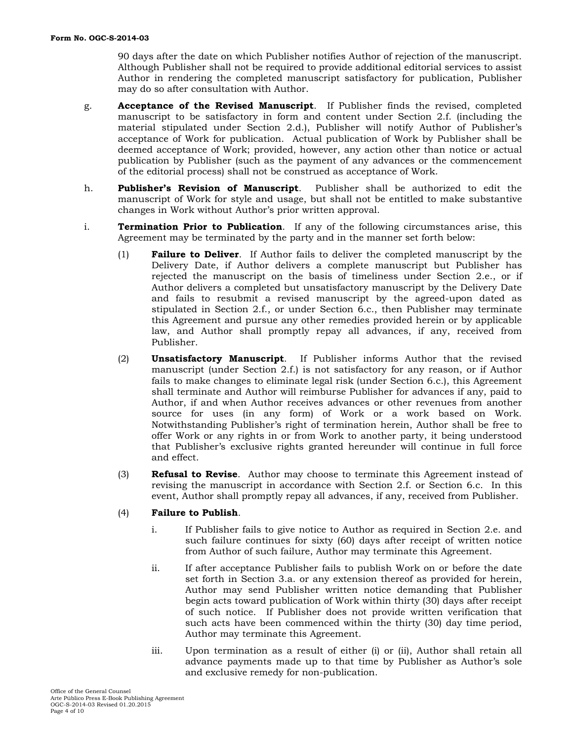90 days after the date on which Publisher notifies Author of rejection of the manuscript. Although Publisher shall not be required to provide additional editorial services to assist Author in rendering the completed manuscript satisfactory for publication, Publisher may do so after consultation with Author.

g. **Acceptance of the Revised Manuscript**. If Publisher finds the revised, completed manuscript to be satisfactory in form and content under Section 2.f. (including the material stipulated under Section 2.d.), Publisher will notify Author of Publisher's acceptance of Work for publication. Actual publication of Work by Publisher shall be deemed acceptance of Work; provided, however, any action other than notice or actual publication by Publisher (such as the payment of any advances or the commencement of the editorial process) shall not be construed as acceptance of Work.

h. **Publisher's Revision of Manuscript**. Publisher shall be authorized to edit the manuscript of Work for style and usage, but shall not be entitled to make substantive changes in Work without Author's prior written approval.

i. **Termination Prior to Publication**. If any of the following circumstances arise, this Agreement may be terminated by the party and in the manner set forth below:

(1) **Failure to Deliver**. If Author fails to deliver the completed manuscript by the Delivery Date, if Author delivers a complete manuscript but Publisher has rejected the manuscript on the basis of timeliness under Section 2.e., or if Author delivers a completed but unsatisfactory manuscript by the Delivery Date and fails to resubmit a revised manuscript by the agreed-upon dated as stipulated in Section 2.f., or under Section 6.c., then Publisher may terminate this Agreement and pursue any other remedies provided herein or by applicable law, and Author shall promptly repay all advances, if any, received from Publisher.

(2) **Unsatisfactory Manuscript**. If Publisher informs Author that the revised manuscript (under Section 2.f.) is not satisfactory for any reason, or if Author fails to make changes to eliminate legal risk (under Section 6.c.), this Agreement shall terminate and Author will reimburse Publisher for advances if any, paid to Author, if and when Author receives advances or other revenues from another source for uses (in any form) of Work or a work based on Work. Notwithstanding Publisher's right of termination herein, Author shall be free to offer Work or any rights in or from Work to another party, it being understood that Publisher's exclusive rights granted hereunder will continue in full force and effect.

(3) **Refusal to Revise**. Author may choose to terminate this Agreement instead of revising the manuscript in accordance with Section 2.f. or Section 6.c. In this event, Author shall promptly repay all advances, if any, received from Publisher.

(4) **Failure to Publish**.

i. If Publisher fails to give notice to Author as required in Section 2.e. and such failure continues for sixty (60) days after receipt of written notice from Author of such failure, Author may terminate this Agreement.

ii. If after acceptance Publisher fails to publish Work on or before the date set forth in Section 3.a. or any extension thereof as provided for herein, Author may send Publisher written notice demanding that Publisher begin acts toward publication of Work within thirty (30) days after receipt of such notice. If Publisher does not provide written verification that such acts have been commenced within the thirty (30) day time period, Author may terminate this Agreement.

iii. Upon termination as a result of either (i) or (ii), Author shall retain all advance payments made up to that time by Publisher as Author's sole and exclusive remedy for non-publication.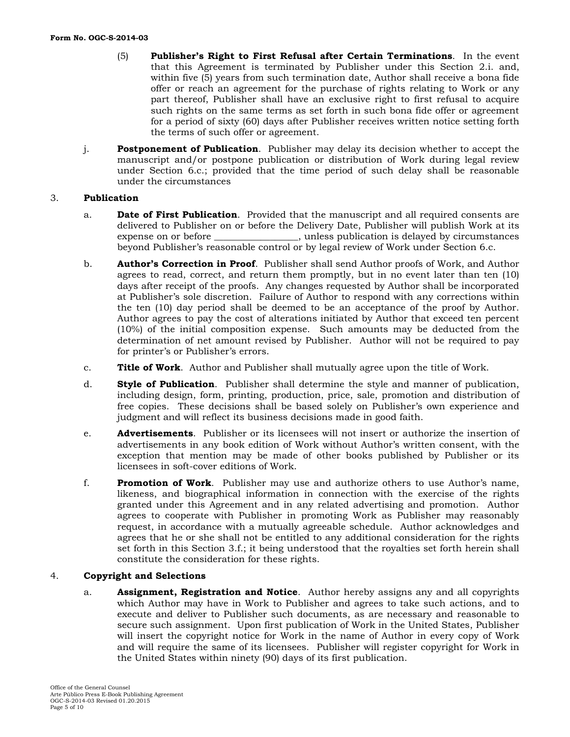(5) **Publisher's Right to First Refusal after Certain Terminations**. In the event that this Agreement is terminated by Publisher under this Section 2.i. and, within five (5) years from such termination date, Author shall receive a bona fide offer or reach an agreement for the purchase of rights relating to Work or any part thereof, Publisher shall have an exclusive right to first refusal to acquire such rights on the same terms as set forth in such bona fide offer or agreement for a period of sixty (60) days after Publisher receives written notice setting forth the terms of such offer or agreement.

j. **Postponement of Publication**. Publisher may delay its decision whether to accept the manuscript and/or postpone publication or distribution of Work during legal review under Section 6.c.; provided that the time period of such delay shall be reasonable under the circumstances

3. **Publication**

a. **Date of First Publication**. Provided that the manuscript and all required consents are delivered to Publisher on or before the Delivery Date, Publisher will publish Work at its expense on or before ________________, unless publication is delayed by circumstances beyond Publisher's reasonable control or by legal review of Work under Section 6.c.

b. **Author's Correction in Proof**. Publisher shall send Author proofs of Work, and Author agrees to read, correct, and return them promptly, but in no event later than ten (10) days after receipt of the proofs. Any changes requested by Author shall be incorporated at Publisher's sole discretion. Failure of Author to respond with any corrections within the ten (10) day period shall be deemed to be an acceptance of the proof by Author. Author agrees to pay the cost of alterations initiated by Author that exceed ten percent (10%) of the initial composition expense. Such amounts may be deducted from the determination of net amount revised by Publisher. Author will not be required to pay for printer's or Publisher's errors.

c. **Title of Work**. Author and Publisher shall mutually agree upon the title of Work.

d. **Style of Publication**. Publisher shall determine the style and manner of publication, including design, form, printing, production, price, sale, promotion and distribution of free copies. These decisions shall be based solely on Publisher's own experience and judgment and will reflect its business decisions made in good faith.

e. **Advertisements**. Publisher or its licensees will not insert or authorize the insertion of advertisements in any book edition of Work without Author's written consent, with the exception that mention may be made of other books published by Publisher or its licensees in soft-cover editions of Work.

f. **Promotion of Work**. Publisher may use and authorize others to use Author's name, likeness, and biographical information in connection with the exercise of the rights granted under this Agreement and in any related advertising and promotion. Author agrees to cooperate with Publisher in promoting Work as Publisher may reasonably request, in accordance with a mutually agreeable schedule. Author acknowledges and agrees that he or she shall not be entitled to any additional consideration for the rights set forth in this Section 3.f.; it being understood that the royalties set forth herein shall constitute the consideration for these rights.

4. **Copyright and Selections**

a. **Assignment, Registration and Notice**. Author hereby assigns any and all copyrights which Author may have in Work to Publisher and agrees to take such actions, and to execute and deliver to Publisher such documents, as are necessary and reasonable to secure such assignment. Upon first publication of Work in the United States, Publisher will insert the copyright notice for Work in the name of Author in every copy of Work and will require the same of its licensees. Publisher will register copyright for Work in the United States within ninety (90) days of its first publication.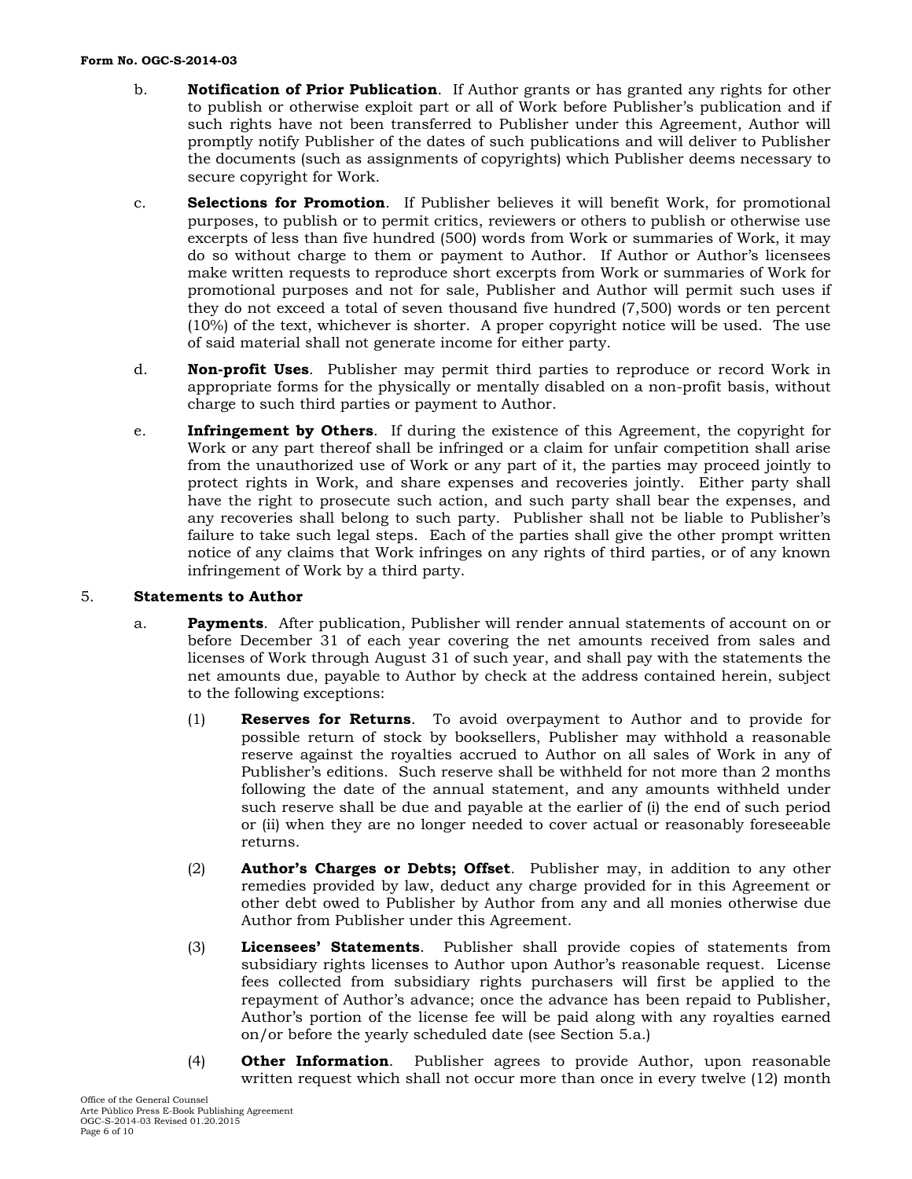b. **Notification of Prior Publication**. If Author grants or has granted any rights for other to publish or otherwise exploit part or all of Work before Publisher's publication and if such rights have not been transferred to Publisher under this Agreement, Author will promptly notify Publisher of the dates of such publications and will deliver to Publisher the documents (such as assignments of copyrights) which Publisher deems necessary to secure copyright for Work.

c. **Selections for Promotion**. If Publisher believes it will benefit Work, for promotional purposes, to publish or to permit critics, reviewers or others to publish or otherwise use excerpts of less than five hundred (500) words from Work or summaries of Work, it may do so without charge to them or payment to Author. If Author or Author's licensees make written requests to reproduce short excerpts from Work or summaries of Work for promotional purposes and not for sale, Publisher and Author will permit such uses if they do not exceed a total of seven thousand five hundred (7,500) words or ten percent (10%) of the text, whichever is shorter. A proper copyright notice will be used. The use of said material shall not generate income for either party.

d. **Non-profit Uses**. Publisher may permit third parties to reproduce or record Work in appropriate forms for the physically or mentally disabled on a non-profit basis, without charge to such third parties or payment to Author.

e. **Infringement by Others**. If during the existence of this Agreement, the copyright for Work or any part thereof shall be infringed or a claim for unfair competition shall arise from the unauthorized use of Work or any part of it, the parties may proceed jointly to protect rights in Work, and share expenses and recoveries jointly. Either party shall have the right to prosecute such action, and such party shall bear the expenses, and any recoveries shall belong to such party. Publisher shall not be liable to Publisher's failure to take such legal steps. Each of the parties shall give the other prompt written notice of any claims that Work infringes on any rights of third parties, or of any known infringement of Work by a third party.

5. **Statements to Author**

a. **Payments**. After publication, Publisher will render annual statements of account on or before December 31 of each year covering the net amounts received from sales and licenses of Work through August 31 of such year, and shall pay with the statements the net amounts due, payable to Author by check at the address contained herein, subject to the following exceptions:

(1) **Reserves for Returns**. To avoid overpayment to Author and to provide for possible return of stock by booksellers, Publisher may withhold a reasonable reserve against the royalties accrued to Author on all sales of Work in any of Publisher's editions. Such reserve shall be withheld for not more than 2 months following the date of the annual statement, and any amounts withheld under such reserve shall be due and payable at the earlier of (i) the end of such period or (ii) when they are no longer needed to cover actual or reasonably foreseeable returns.

(2) **Author's Charges or Debts; Offset**. Publisher may, in addition to any other remedies provided by law, deduct any charge provided for in this Agreement or other debt owed to Publisher by Author from any and all monies otherwise due Author from Publisher under this Agreement.

(3) **Licensees' Statements**. Publisher shall provide copies of statements from subsidiary rights licenses to Author upon Author's reasonable request. License fees collected from subsidiary rights purchasers will first be applied to the repayment of Author's advance; once the advance has been repaid to Publisher, Author's portion of the license fee will be paid along with any royalties earned on/or before the yearly scheduled date (see Section 5.a.)

(4) **Other Information**. Publisher agrees to provide Author, upon reasonable written request which shall not occur more than once in every twelve (12) month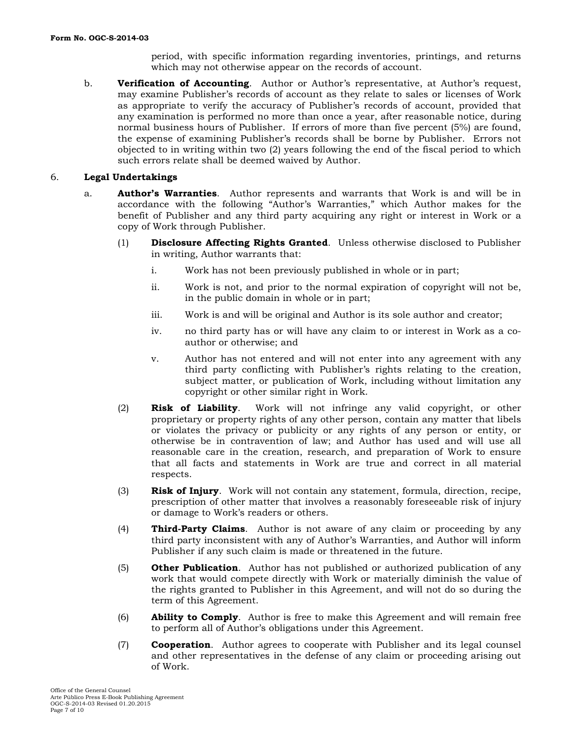period, with specific information regarding inventories, printings, and returns which may not otherwise appear on the records of account.

b. **Verification of Accounting**. Author or Author's representative, at Author's request, may examine Publisher's records of account as they relate to sales or licenses of Work as appropriate to verify the accuracy of Publisher's records of account, provided that any examination is performed no more than once a year, after reasonable notice, during normal business hours of Publisher. If errors of more than five percent (5%) are found, the expense of examining Publisher's records shall be borne by Publisher. Errors not objected to in writing within two (2) years following the end of the fiscal period to which such errors relate shall be deemed waived by Author.

6. **Legal Undertakings**

a. **Author's Warranties**. Author represents and warrants that Work is and will be in accordance with the following "Author's Warranties," which Author makes for the benefit of Publisher and any third party acquiring any right or interest in Work or a copy of Work through Publisher.

(1) **Disclosure Affecting Rights Granted**. Unless otherwise disclosed to Publisher in writing, Author warrants that:

i. Work has not been previously published in whole or in part;

ii. Work is not, and prior to the normal expiration of copyright will not be, in the public domain in whole or in part;

iii. Work is and will be original and Author is its sole author and creator;

iv. no third party has or will have any claim to or interest in Work as a co-author or otherwise; and

v. Author has not entered and will not enter into any agreement with any third party conflicting with Publisher's rights relating to the creation, subject matter, or publication of Work, including without limitation any copyright or other similar right in Work.

(2) **Risk of Liability**. Work will not infringe any valid copyright, or other proprietary or property rights of any other person, contain any matter that libels or violates the privacy or publicity or any rights of any person or entity, or otherwise be in contravention of law; and Author has used and will use all reasonable care in the creation, research, and preparation of Work to ensure that all facts and statements in Work are true and correct in all material respects.

(3) **Risk of Injury**. Work will not contain any statement, formula, direction, recipe, prescription of other matter that involves a reasonably foreseeable risk of injury or damage to Work's readers or others.

(4) **Third-Party Claims**. Author is not aware of any claim or proceeding by any third party inconsistent with any of Author's Warranties, and Author will inform Publisher if any such claim is made or threatened in the future.

(5) **Other Publication**. Author has not published or authorized publication of any work that would compete directly with Work or materially diminish the value of the rights granted to Publisher in this Agreement, and will not do so during the term of this Agreement.

(6) **Ability to Comply**. Author is free to make this Agreement and will remain free to perform all of Author's obligations under this Agreement.

(7) **Cooperation**. Author agrees to cooperate with Publisher and its legal counsel and other representatives in the defense of any claim or proceeding arising out of Work.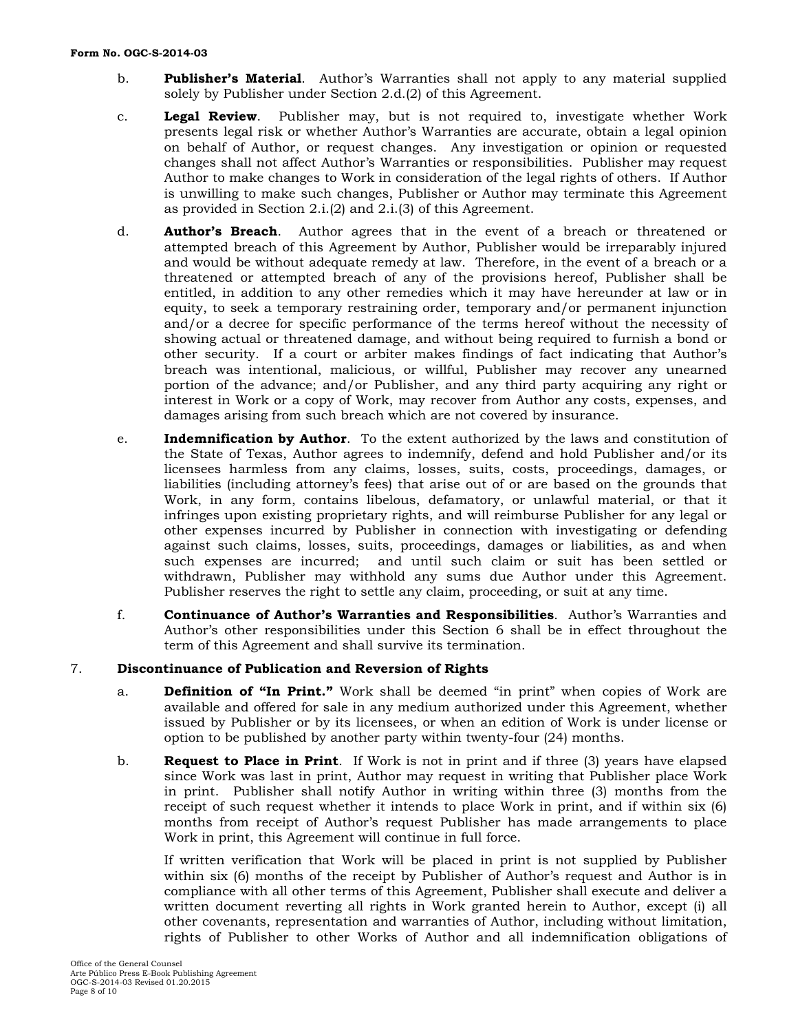b. **Publisher's Material**. Author's Warranties shall not apply to any material supplied solely by Publisher under Section 2.d.(2) of this Agreement.

c. **Legal Review**. Publisher may, but is not required to, investigate whether Work presents legal risk or whether Author's Warranties are accurate, obtain a legal opinion on behalf of Author, or request changes. Any investigation or opinion or requested changes shall not affect Author's Warranties or responsibilities. Publisher may request Author to make changes to Work in consideration of the legal rights of others. If Author is unwilling to make such changes, Publisher or Author may terminate this Agreement as provided in Section 2.i.(2) and 2.i.(3) of this Agreement.

d. **Author's Breach**. Author agrees that in the event of a breach or threatened or attempted breach of this Agreement by Author, Publisher would be irreparably injured and would be without adequate remedy at law. Therefore, in the event of a breach or a threatened or attempted breach of any of the provisions hereof, Publisher shall be entitled, in addition to any other remedies which it may have hereunder at law or in equity, to seek a temporary restraining order, temporary and/or permanent injunction and/or a decree for specific performance of the terms hereof without the necessity of showing actual or threatened damage, and without being required to furnish a bond or other security. If a court or arbiter makes findings of fact indicating that Author's breach was intentional, malicious, or willful, Publisher may recover any unearned portion of the advance; and/or Publisher, and any third party acquiring any right or interest in Work or a copy of Work, may recover from Author any costs, expenses, and damages arising from such breach which are not covered by insurance.

e. **Indemnification by Author**. To the extent authorized by the laws and constitution of the State of Texas, Author agrees to indemnify, defend and hold Publisher and/or its licensees harmless from any claims, losses, suits, costs, proceedings, damages, or liabilities (including attorney's fees) that arise out of or are based on the grounds that Work, in any form, contains libelous, defamatory, or unlawful material, or that it infringes upon existing proprietary rights, and will reimburse Publisher for any legal or other expenses incurred by Publisher in connection with investigating or defending against such claims, losses, suits, proceedings, damages or liabilities, as and when such expenses are incurred; and until such claim or suit has been settled or withdrawn, Publisher may withhold any sums due Author under this Agreement. Publisher reserves the right to settle any claim, proceeding, or suit at any time.

f. **Continuance of Author's Warranties and Responsibilities**. Author's Warranties and Author's other responsibilities under this Section 6 shall be in effect throughout the term of this Agreement and shall survive its termination.

7. **Discontinuance of Publication and Reversion of Rights**

a. **Definition of "In Print."** Work shall be deemed "in print" when copies of Work are available and offered for sale in any medium authorized under this Agreement, whether issued by Publisher or by its licensees, or when an edition of Work is under license or option to be published by another party within twenty-four (24) months.

b. **Request to Place in Print**. If Work is not in print and if three (3) years have elapsed since Work was last in print, Author may request in writing that Publisher place Work in print. Publisher shall notify Author in writing within three (3) months from the receipt of such request whether it intends to place Work in print, and if within six (6) months from receipt of Author's request Publisher has made arrangements to place Work in print, this Agreement will continue in full force.

If written verification that Work will be placed in print is not supplied by Publisher within six (6) months of the receipt by Publisher of Author's request and Author is in compliance with all other terms of this Agreement, Publisher shall execute and deliver a written document reverting all rights in Work granted herein to Author, except (i) all other covenants, representation and warranties of Author, including without limitation, rights of Publisher to other Works of Author and all indemnification obligations of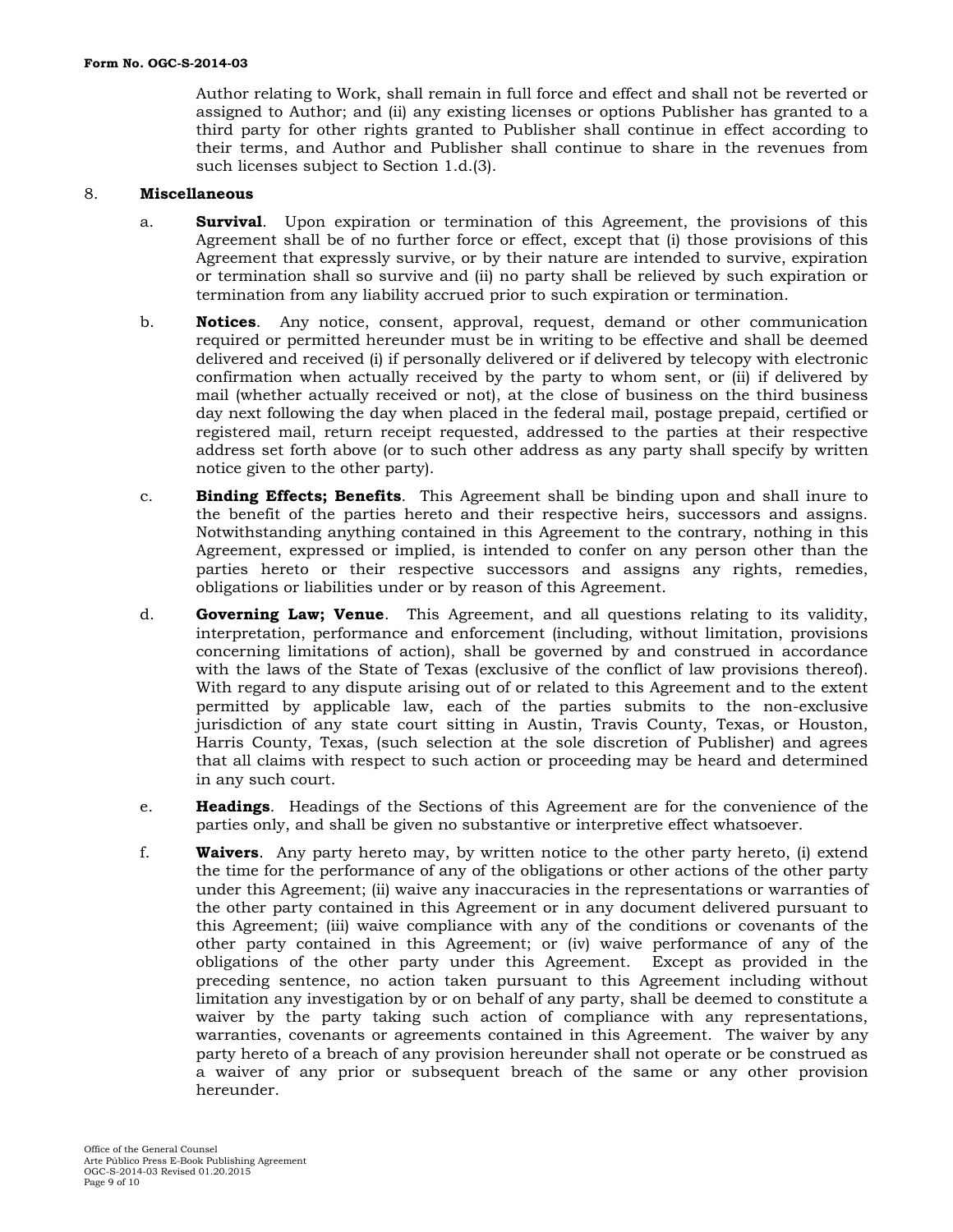Author relating to Work, shall remain in full force and effect and shall not be reverted or assigned to Author; and (ii) any existing licenses or options Publisher has granted to a third party for other rights granted to Publisher shall continue in effect according to their terms, and Author and Publisher shall continue to share in the revenues from such licenses subject to Section 1.d.(3).

8. **Miscellaneous**

a. **Survival**. Upon expiration or termination of this Agreement, the provisions of this Agreement shall be of no further force or effect, except that (i) those provisions of this Agreement that expressly survive, or by their nature are intended to survive, expiration or termination shall so survive and (ii) no party shall be relieved by such expiration or termination from any liability accrued prior to such expiration or termination.

b. **Notices**. Any notice, consent, approval, request, demand or other communication required or permitted hereunder must be in writing to be effective and shall be deemed delivered and received (i) if personally delivered or if delivered by telecopy with electronic confirmation when actually received by the party to whom sent, or (ii) if delivered by mail (whether actually received or not), at the close of business on the third business day next following the day when placed in the federal mail, postage prepaid, certified or registered mail, return receipt requested, addressed to the parties at their respective address set forth above (or to such other address as any party shall specify by written notice given to the other party).

c. **Binding Effects; Benefits**. This Agreement shall be binding upon and shall inure to the benefit of the parties hereto and their respective heirs, successors and assigns. Notwithstanding anything contained in this Agreement to the contrary, nothing in this Agreement, expressed or implied, is intended to confer on any person other than the parties hereto or their respective successors and assigns any rights, remedies, obligations or liabilities under or by reason of this Agreement.

d. **Governing Law; Venue**. This Agreement, and all questions relating to its validity, interpretation, performance and enforcement (including, without limitation, provisions concerning limitations of action), shall be governed by and construed in accordance with the laws of the State of Texas (exclusive of the conflict of law provisions thereof). With regard to any dispute arising out of or related to this Agreement and to the extent permitted by applicable law, each of the parties submits to the non-exclusive jurisdiction of any state court sitting in Austin, Travis County, Texas, or Houston, Harris County, Texas, (such selection at the sole discretion of Publisher) and agrees that all claims with respect to such action or proceeding may be heard and determined in any such court.

e. **Headings**. Headings of the Sections of this Agreement are for the convenience of the parties only, and shall be given no substantive or interpretive effect whatsoever.

f. **Waivers**. Any party hereto may, by written notice to the other party hereto, (i) extend the time for the performance of any of the obligations or other actions of the other party under this Agreement; (ii) waive any inaccuracies in the representations or warranties of the other party contained in this Agreement or in any document delivered pursuant to this Agreement; (iii) waive compliance with any of the conditions or covenants of the other party contained in this Agreement; or (iv) waive performance of any of the obligations of the other party under this Agreement. Except as provided in the preceding sentence, no action taken pursuant to this Agreement including without limitation any investigation by or on behalf of any party, shall be deemed to constitute a waiver by the party taking such action of compliance with any representations, warranties, covenants or agreements contained in this Agreement. The waiver by any party hereto of a breach of any provision hereunder shall not operate or be construed as a waiver of any prior or subsequent breach of the same or any other provision hereunder.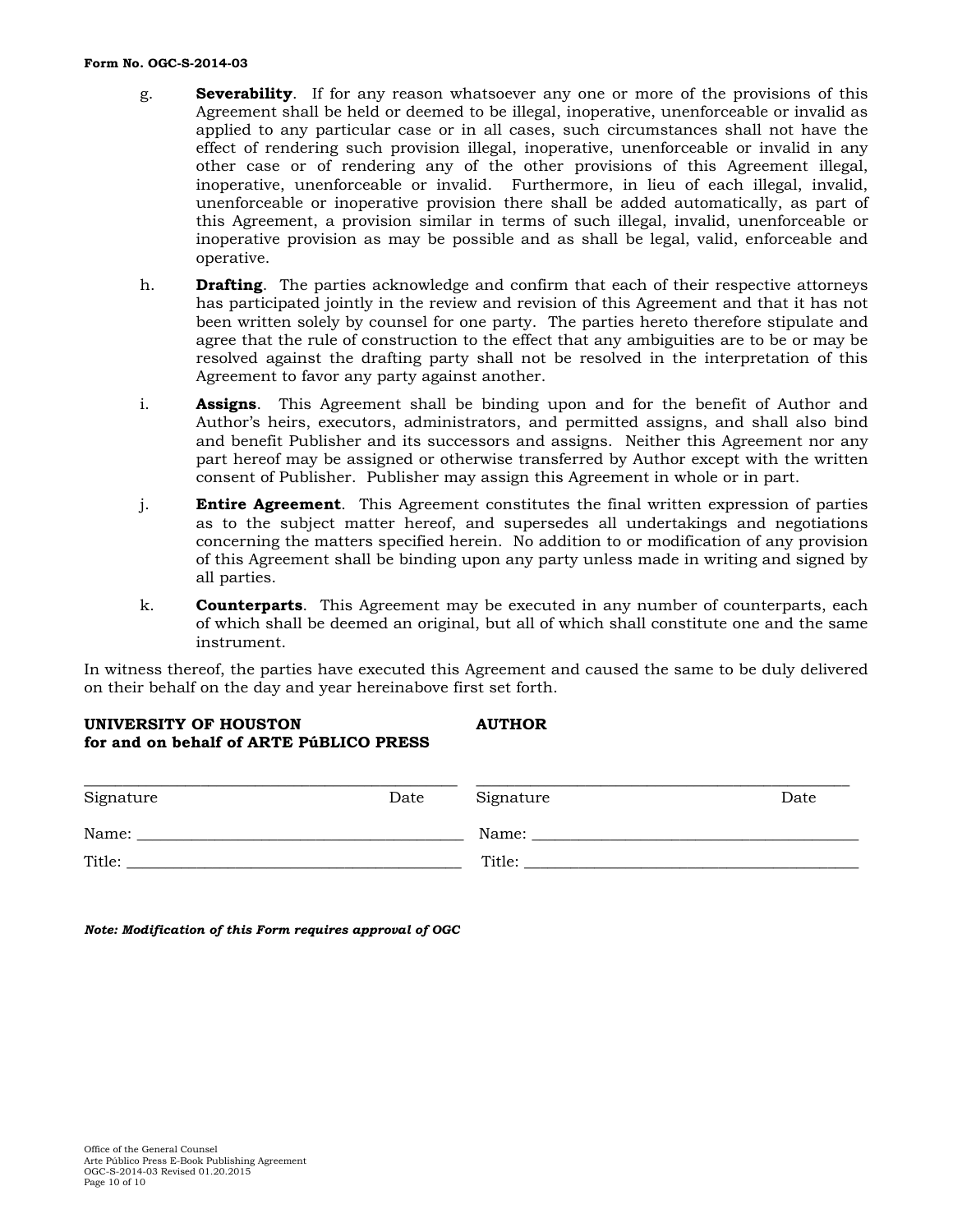g. **Severability**. If for any reason whatsoever any one or more of the provisions of this Agreement shall be held or deemed to be illegal, inoperative, unenforceable or invalid as applied to any particular case or in all cases, such circumstances shall not have the effect of rendering such provision illegal, inoperative, unenforceable or invalid in any other case or of rendering any of the other provisions of this Agreement illegal, inoperative, unenforceable or invalid. Furthermore, in lieu of each illegal, invalid, unenforceable or inoperative provision there shall be added automatically, as part of this Agreement, a provision similar in terms of such illegal, invalid, unenforceable or inoperative provision as may be possible and as shall be legal, valid, enforceable and operative.

h. **Drafting**. The parties acknowledge and confirm that each of their respective attorneys has participated jointly in the review and revision of this Agreement and that it has not been written solely by counsel for one party. The parties hereto therefore stipulate and agree that the rule of construction to the effect that any ambiguities are to be or may be resolved against the drafting party shall not be resolved in the interpretation of this Agreement to favor any party against another.

i. **Assigns**. This Agreement shall be binding upon and for the benefit of Author and Author's heirs, executors, administrators, and permitted assigns, and shall also bind and benefit Publisher and its successors and assigns. Neither this Agreement nor any part hereof may be assigned or otherwise transferred by Author except with the written consent of Publisher. Publisher may assign this Agreement in whole or in part.

j. **Entire Agreement**. This Agreement constitutes the final written expression of parties as to the subject matter hereof, and supersedes all undertakings and negotiations concerning the matters specified herein. No addition to or modification of any provision of this Agreement shall be binding upon any party unless made in writing and signed by all parties.

k. **Counterparts**. This Agreement may be executed in any number of counterparts, each of which shall be deemed an original, but all of which shall constitute one and the same instrument.

In witness thereof, the parties have executed this Agreement and caused the same to be duly delivered on their behalf on the day and year hereinabove first set forth.

**UNIVERSITY OF HOUSTON**
**for and on behalf of ARTE PúBLICO PRESS**

_______________________________________________
Signature Date

Name: _________________________________________

Title: _________________________________________

**AUTHOR**

_______________________________________________
Signature Date

Name: _________________________________________

Title: _________________________________________

***Note: Modification of this Form requires approval of OGC***